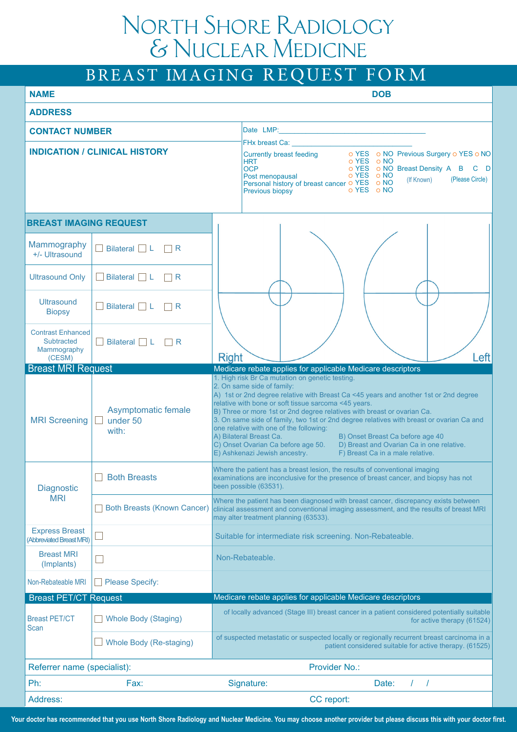# North Shore Radiology & Nuclear Medicine

## BREAST IMAGING REQUEST FORM

**NAME** **DOB**

**ADDRESS**

**CONTACT NUMBER**

**INDICATION / CLINICAL HISTORY**

Date LMP: ___________________________

FHx breast Ca: ___________________________

| | | |
|---|---|---|
| Currently breast feeding | ○ YES ○ NO | Previous Surgery ○ YES ○ NO |
| HRT | ○ YES ○ NO | |
| OCP | ○ YES ○ NO | Breast Density A B C D |
| Post menopausal | ○ YES ○ NO | (If Known) (Please Circle) |
| Personal history of breast cancer | ○ YES ○ NO | |
| Previous biopsy | ○ YES ○ NO | |

### BREAST IMAGING REQUEST

| | |
|---|---|
| Mammography +/- Ultrasound | ☐ Bilateral ☐ L ☐ R |
| Ultrasound Only | ☐ Bilateral ☐ L ☐ R |
| Ultrasound Biopsy | ☐ Bilateral ☐ L ☐ R |
| Contrast Enhanced Subtracted Mammography (CESM) | ☐ Bilateral ☐ L ☐ R |

Right Left

### Breast MRI Request

Medicare rebate applies for applicable Medicare descriptors

| | | |
|---|---|---|
| MRI Screening | ☐ Asymptomatic female under 50 with: | 1. High risk Br Ca mutation on genetic testing.<br>2. On same side of family:<br>A) 1st or 2nd degree relative with Breast Ca <45 years and another 1st or 2nd degree relative with bone or soft tissue sarcoma <45 years.<br>B) Three or more 1st or 2nd degree relatives with breast or ovarian Ca.<br>3. On same side of family, two 1st or 2nd degree relatives with breast or ovarian Ca and one relative with one of the following:<br>A) Bilateral Breast Ca. B) Onset Breast Ca before age 40<br>C) Onset Ovarian Ca before age 50. D) Breast and Ovarian Ca in one relative.<br>E) Ashkenazi Jewish ancestry. F) Breast Ca in a male relative. |
| Diagnostic MRI | ☐ Both Breasts | Where the patient has a breast lesion, the results of conventional imaging examinations are inconclusive for the presence of breast cancer, and biopsy has not been possible (63531). |
| | ☐ Both Breasts (Known Cancer) | Where the patient has been diagnosed with breast cancer, discrepancy exists between clinical assessment and conventional imaging assessment, and the results of breast MRI may alter treatment planning (63533). |
| Express Breast (Abbreviated Breast MRI) | ☐ | Suitable for intermediate risk screening. Non-Rebateable. |
| Breast MRI (Implants) | ☐ | Non-Rebateable. |
| Non-Rebateable MRI | ☐ Please Specify: | |

### Breast PET/CT Request

Medicare rebate applies for applicable Medicare descriptors

| | | |
|---|---|---|
| Breast PET/CT Scan | ☐ Whole Body (Staging) | of locally advanced (Stage III) breast cancer in a patient considered potentially suitable for active therapy (61524) |
| | ☐ Whole Body (Re-staging) | of suspected metastatic or suspected locally or regionally recurrent breast carcinoma in a patient considered suitable for active therapy. (61525) |

Referrer name (specialist): Provider No.:

Ph: Fax: Signature: Date: / /

Address: CC report:

**Your doctor has recommended that you use North Shore Radiology and Nuclear Medicine. You may choose another provider but please discuss this with your doctor first.**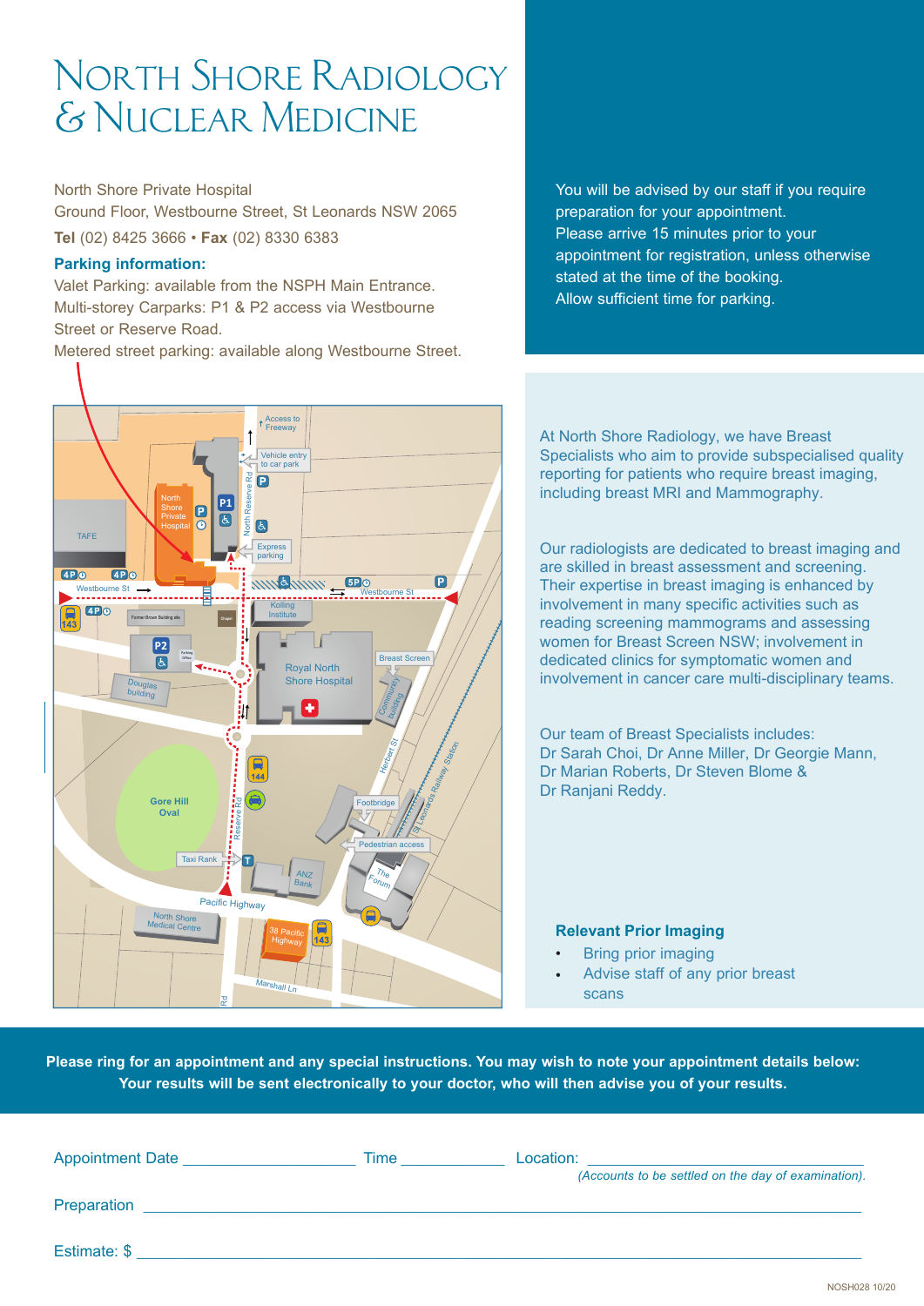# North Shore Radiology & Nuclear Medicine

North Shore Private Hospital
Ground Floor, Westbourne Street, St Leonards NSW 2065

**Tel** (02) 8425 3666 • **Fax** (02) 8330 6383

**Parking information:**

Valet Parking: available from the NSPH Main Entrance.
Multi-storey Carparks: P1 & P2 access via Westbourne Street or Reserve Road.
Metered street parking: available along Westbourne Street.

You will be advised by our staff if you require preparation for your appointment.
Please arrive 15 minutes prior to your appointment for registration, unless otherwise stated at the time of the booking.
Allow sufficient time for parking.

Access to Freeway
Vehicle entry to car park
North Shore Private Hospital
P1
North Reserve Rd
TAFE
Express parking
Westbourne St
Kolling Institute
Westbourne St
4P
5P
143
P2
Douglas building
Royal North Shore Hospital
Breast Screen
Community building
Herbert St
St Leonards Railway Station
Gore Hill Oval
144
Reserve Rd
Footbridge
Pedestrian access
Taxi Rank
ANZ Bank
The Forum
Pacific Highway
North Shore Medical Centre
38 Pacific Highway
Marshall Ln

At North Shore Radiology, we have Breast Specialists who aim to provide subspecialised quality reporting for patients who require breast imaging, including breast MRI and Mammography.

Our radiologists are dedicated to breast imaging and are skilled in breast assessment and screening. Their expertise in breast imaging is enhanced by involvement in many specific activities such as reading screening mammograms and assessing women for Breast Screen NSW; involvement in dedicated clinics for symptomatic women and involvement in cancer care multi-disciplinary teams.

Our team of Breast Specialists includes:
Dr Sarah Choi, Dr Anne Miller, Dr Georgie Mann, Dr Marian Roberts, Dr Steven Blome & Dr Ranjani Reddy.

**Relevant Prior Imaging**

- Bring prior imaging
- Advise staff of any prior breast scans

**Please ring for an appointment and any special instructions. You may wish to note your appointment details below: Your results will be sent electronically to your doctor, who will then advise you of your results.**

Appointment Date ____________________ Time ____________ Location: ______________________________

*(Accounts to be settled on the day of examination).*

Preparation ______________________________________________________________________

Estimate: $ ______________________________________________________________________

NOSH028 10/20